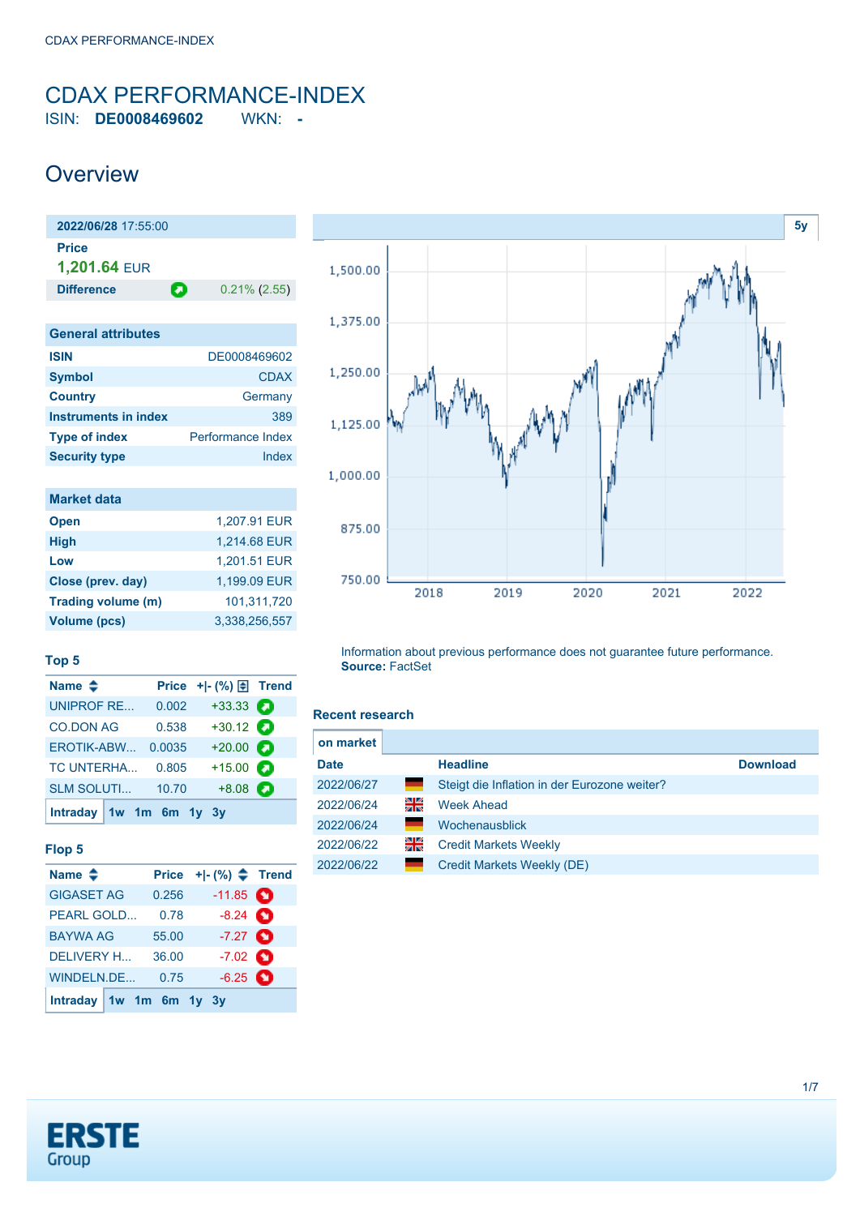# CDAX PERFORMANCE-INDEX

ISIN: **DE0008469602** WKN: **-**

## Overview

| 2022/06/28 17:55:00 | |
|---|---|
| **Price** | |
| **1,201.64** EUR | |
| **Difference** | 0.21% (2.55) |

| General attributes | |
|---|---|
| ISIN | DE0008469602 |
| Symbol | CDAX |
| Country | Germany |
| Instruments in index | 389 |
| Type of index | Performance Index |
| Security type | Index |

| Market data | |
|---|---|
| Open | 1,207.91 EUR |
| High | 1,214.68 EUR |
| Low | 1,201.51 EUR |
| Close (prev. day) | 1,199.09 EUR |
| Trading volume (m) | 101,311,720 |
| Volume (pcs) | 3,338,256,557 |

5y

Information about previous performance does not guarantee future performance.
**Source:** FactSet

### Top 5

| Name | Price | +\|- (%) | Trend |
|---|---|---|---|
| UNIPROF RE... | 0.002 | +33.33 | |
| CO.DON AG | 0.538 | +30.12 | |
| EROTIK-ABW... | 0.0035 | +20.00 | |
| TC UNTERHA... | 0.805 | +15.00 | |
| SLM SOLUTI... | 10.70 | +8.08 | |

Intraday 1w 1m 6m 1y 3y

### Flop 5

| Name | Price | +\|- (%) | Trend |
|---|---|---|---|
| GIGASET AG | 0.256 | -11.85 | |
| PEARL GOLD... | 0.78 | -8.24 | |
| BAYWA AG | 55.00 | -7.27 | |
| DELIVERY H... | 36.00 | -7.02 | |
| WINDELN.DE... | 0.75 | -6.25 | |

Intraday 1w 1m 6m 1y 3y

### Recent research

on market

| Date | Headline | Download |
|---|---|---|
| 2022/06/27 | Steigt die Inflation in der Eurozone weiter? | |
| 2022/06/24 | Week Ahead | |
| 2022/06/24 | Wochenausblick | |
| 2022/06/22 | Credit Markets Weekly | |
| 2022/06/22 | Credit Markets Weekly (DE) | |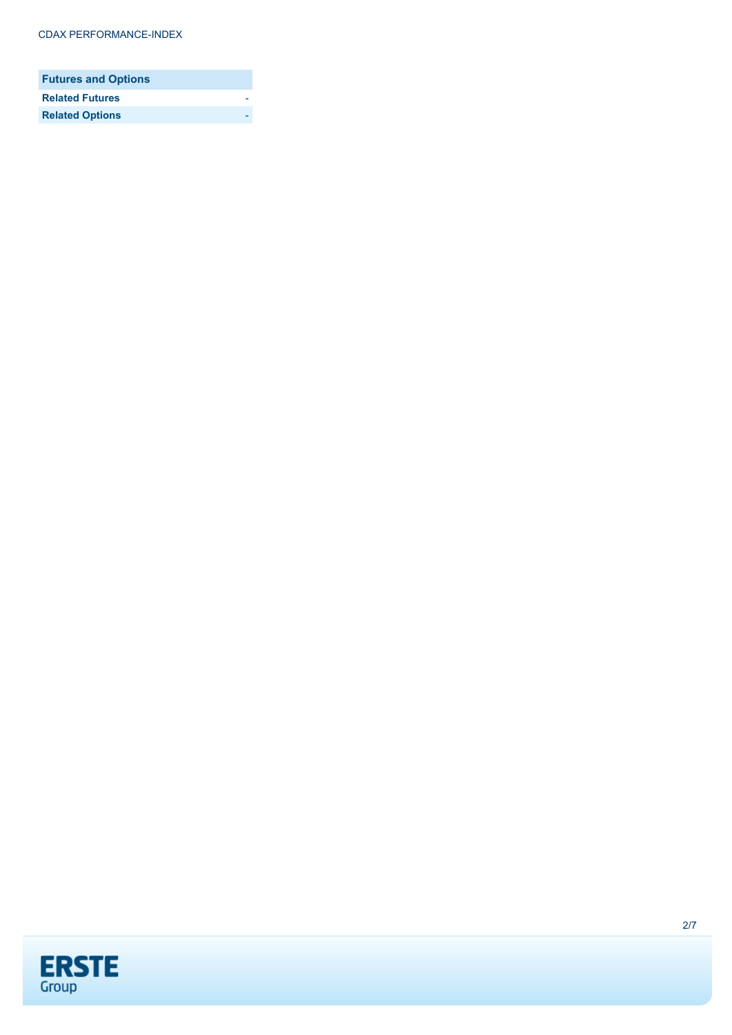| Futures and Options | |
| --- | --- |
| **Related Futures** | - |
| **Related Options** | - |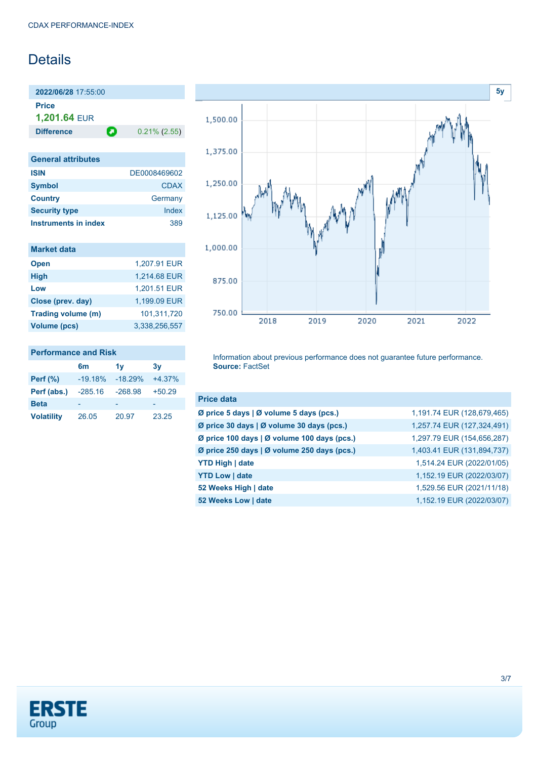# Details

| **2022/06/28** 17:55:00 | |
|---|---|
| **Price** | |
| **1,201.64** EUR | |
| **Difference** | 0.21% (2.55) |

| General attributes | |
|---|---|
| **ISIN** | DE0008469602 |
| **Symbol** | CDAX |
| **Country** | Germany |
| **Security type** | Index |
| **Instruments in index** | 389 |

| Market data | |
|---|---|
| **Open** | 1,207.91 EUR |
| **High** | 1,214.68 EUR |
| **Low** | 1,201.51 EUR |
| **Close (prev. day)** | 1,199.09 EUR |
| **Trading volume (m)** | 101,311,720 |
| **Volume (pcs)** | 3,338,256,557 |

| Performance and Risk | 6m | 1y | 3y |
|---|---|---|---|
| **Perf (%)** | -19.18% | -18.29% | +4.37% |
| **Perf (abs.)** | -285.16 | -268.98 | +50.29 |
| **Beta** | - | - | - |
| **Volatility** | 26.05 | 20.97 | 23.25 |

Information about previous performance does not guarantee future performance.
**Source:** FactSet

| Price data | |
|---|---|
| **Ø price 5 days \| Ø volume 5 days (pcs.)** | 1,191.74 EUR (128,679,465) |
| **Ø price 30 days \| Ø volume 30 days (pcs.)** | 1,257.74 EUR (127,324,491) |
| **Ø price 100 days \| Ø volume 100 days (pcs.)** | 1,297.79 EUR (154,656,287) |
| **Ø price 250 days \| Ø volume 250 days (pcs.)** | 1,403.41 EUR (131,894,737) |
| **YTD High \| date** | 1,514.24 EUR (2022/01/05) |
| **YTD Low \| date** | 1,152.19 EUR (2022/03/07) |
| **52 Weeks High \| date** | 1,529.56 EUR (2021/11/18) |
| **52 Weeks Low \| date** | 1,152.19 EUR (2022/03/07) |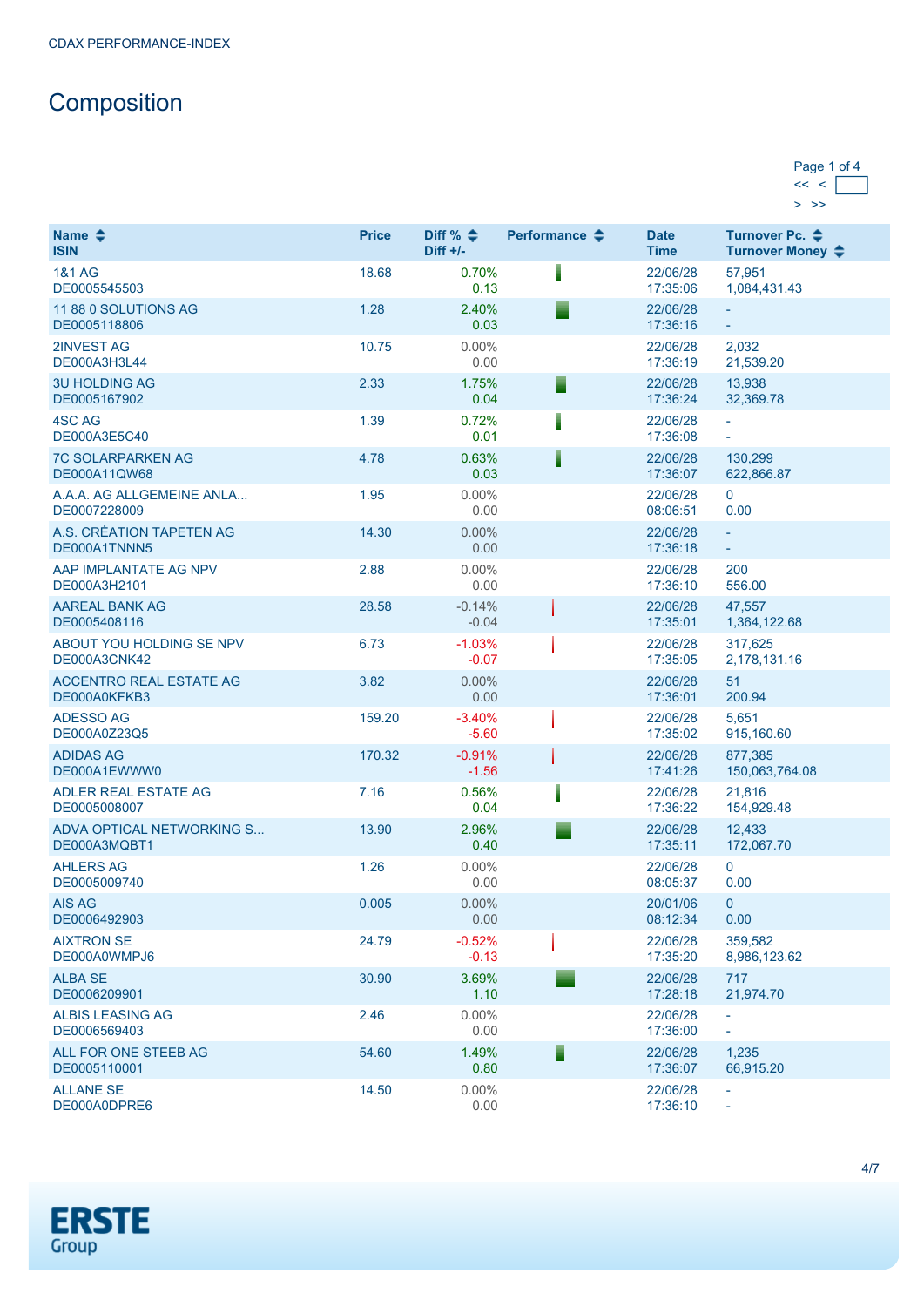CDAX PERFORMANCE-INDEX

# Composition

Page 1 of 4
<< <
> >>

| Name<br>ISIN | Price | Diff %<br>Diff +/- | Performance | Date<br>Time | Turnover Pc.<br>Turnover Money |
|---|---|---|---|---|---|
| 1&1 AG<br>DE0005545503 | 18.68 | 0.70%<br>0.13 | | 22/06/28<br>17:35:06 | 57,951<br>1,084,431.43 |
| 11 88 0 SOLUTIONS AG<br>DE0005118806 | 1.28 | 2.40%<br>0.03 | | 22/06/28<br>17:36:16 | -<br>- |
| 2INVEST AG<br>DE000A3H3L44 | 10.75 | 0.00%<br>0.00 | | 22/06/28<br>17:36:19 | 2,032<br>21,539.20 |
| 3U HOLDING AG<br>DE0005167902 | 2.33 | 1.75%<br>0.04 | | 22/06/28<br>17:36:24 | 13,938<br>32,369.78 |
| 4SC AG<br>DE000A3E5C40 | 1.39 | 0.72%<br>0.01 | | 22/06/28<br>17:36:08 | -<br>- |
| 7C SOLARPARKEN AG<br>DE000A11QW68 | 4.78 | 0.63%<br>0.03 | | 22/06/28<br>17:36:07 | 130,299<br>622,866.87 |
| A.A.A. AG ALLGEMEINE ANLA...<br>DE0007228009 | 1.95 | 0.00%<br>0.00 | | 22/06/28<br>08:06:51 | 0<br>0.00 |
| A.S. CRÉATION TAPETEN AG<br>DE000A1TNNN5 | 14.30 | 0.00%<br>0.00 | | 22/06/28<br>17:36:18 | -<br>- |
| AAP IMPLANTATE AG NPV<br>DE000A3H2101 | 2.88 | 0.00%<br>0.00 | | 22/06/28<br>17:36:10 | 200<br>556.00 |
| AAREAL BANK AG<br>DE0005408116 | 28.58 | -0.14%<br>-0.04 | | 22/06/28<br>17:35:01 | 47,557<br>1,364,122.68 |
| ABOUT YOU HOLDING SE NPV<br>DE000A3CNK42 | 6.73 | -1.03%<br>-0.07 | | 22/06/28<br>17:35:05 | 317,625<br>2,178,131.16 |
| ACCENTRO REAL ESTATE AG<br>DE000A0KFKB3 | 3.82 | 0.00%<br>0.00 | | 22/06/28<br>17:36:01 | 51<br>200.94 |
| ADESSO AG<br>DE000A0Z23Q5 | 159.20 | -3.40%<br>-5.60 | | 22/06/28<br>17:35:02 | 5,651<br>915,160.60 |
| ADIDAS AG<br>DE000A1EWWW0 | 170.32 | -0.91%<br>-1.56 | | 22/06/28<br>17:41:26 | 877,385<br>150,063,764.08 |
| ADLER REAL ESTATE AG<br>DE0005008007 | 7.16 | 0.56%<br>0.04 | | 22/06/28<br>17:36:22 | 21,816<br>154,929.48 |
| ADVA OPTICAL NETWORKING S...<br>DE000A3MQBT1 | 13.90 | 2.96%<br>0.40 | | 22/06/28<br>17:35:11 | 12,433<br>172,067.70 |
| AHLERS AG<br>DE0005009740 | 1.26 | 0.00%<br>0.00 | | 22/06/28<br>08:05:37 | 0<br>0.00 |
| AIS AG<br>DE0006492903 | 0.005 | 0.00%<br>0.00 | | 20/01/06<br>08:12:34 | 0<br>0.00 |
| AIXTRON SE<br>DE000A0WMPJ6 | 24.79 | -0.52%<br>-0.13 | | 22/06/28<br>17:35:20 | 359,582<br>8,986,123.62 |
| ALBA SE<br>DE0006209901 | 30.90 | 3.69%<br>1.10 | | 22/06/28<br>17:28:18 | 717<br>21,974.70 |
| ALBIS LEASING AG<br>DE0006569403 | 2.46 | 0.00%<br>0.00 | | 22/06/28<br>17:36:00 | -<br>- |
| ALL FOR ONE STEEB AG<br>DE0005110001 | 54.60 | 1.49%<br>0.80 | | 22/06/28<br>17:36:07 | 1,235<br>66,915.20 |
| ALLANE SE<br>DE000A0DPRE6 | 14.50 | 0.00%<br>0.00 | | 22/06/28<br>17:36:10 | -<br>- |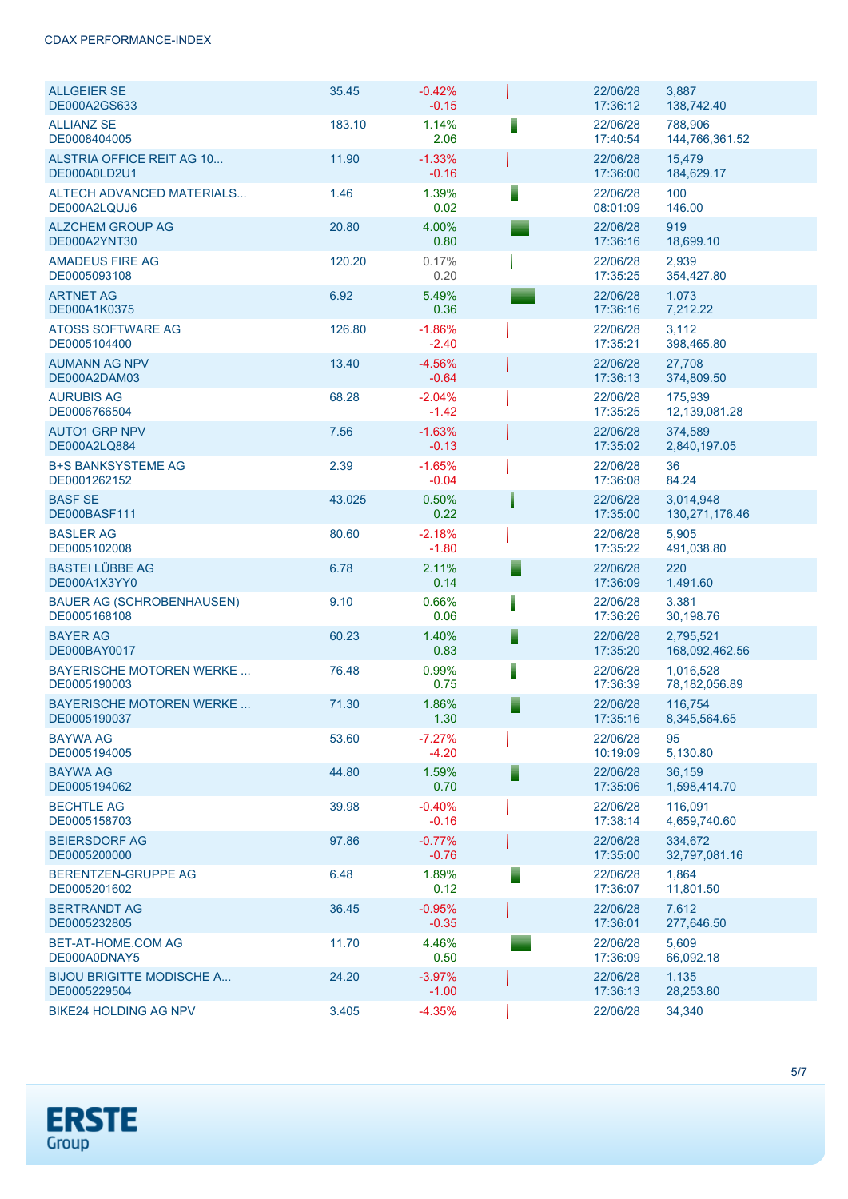CDAX PERFORMANCE-INDEX

| Name / ISIN | Price | Change % / Change | | Date / Time | Volume / Turnover |
|---|---|---|---|---|---|
| ALLGEIER SE<br>DE000A2GS633 | 35.45 | -0.42%<br>-0.15 | | 22/06/28<br>17:36:12 | 3,887<br>138,742.40 |
| ALLIANZ SE<br>DE0008404005 | 183.10 | 1.14%<br>2.06 | | 22/06/28<br>17:40:54 | 788,906<br>144,766,361.52 |
| ALSTRIA OFFICE REIT AG 10...<br>DE000A0LD2U1 | 11.90 | -1.33%<br>-0.16 | | 22/06/28<br>17:36:00 | 15,479<br>184,629.17 |
| ALTECH ADVANCED MATERIALS...<br>DE000A2LQUJ6 | 1.46 | 1.39%<br>0.02 | | 22/06/28<br>08:01:09 | 100<br>146.00 |
| ALZCHEM GROUP AG<br>DE000A2YNT30 | 20.80 | 4.00%<br>0.80 | | 22/06/28<br>17:36:16 | 919<br>18,699.10 |
| AMADEUS FIRE AG<br>DE0005093108 | 120.20 | 0.17%<br>0.20 | | 22/06/28<br>17:35:25 | 2,939<br>354,427.80 |
| ARTNET AG<br>DE000A1K0375 | 6.92 | 5.49%<br>0.36 | | 22/06/28<br>17:36:16 | 1,073<br>7,212.22 |
| ATOSS SOFTWARE AG<br>DE0005104400 | 126.80 | -1.86%<br>-2.40 | | 22/06/28<br>17:35:21 | 3,112<br>398,465.80 |
| AUMANN AG NPV<br>DE000A2DAM03 | 13.40 | -4.56%<br>-0.64 | | 22/06/28<br>17:36:13 | 27,708<br>374,809.50 |
| AURUBIS AG<br>DE0006766504 | 68.28 | -2.04%<br>-1.42 | | 22/06/28<br>17:35:25 | 175,939<br>12,139,081.28 |
| AUTO1 GRP NPV<br>DE000A2LQ884 | 7.56 | -1.63%<br>-0.13 | | 22/06/28<br>17:35:02 | 374,589<br>2,840,197.05 |
| B+S BANKSYSTEME AG<br>DE0001262152 | 2.39 | -1.65%<br>-0.04 | | 22/06/28<br>17:36:08 | 36<br>84.24 |
| BASF SE<br>DE000BASF111 | 43.025 | 0.50%<br>0.22 | | 22/06/28<br>17:35:00 | 3,014,948<br>130,271,176.46 |
| BASLER AG<br>DE0005102008 | 80.60 | -2.18%<br>-1.80 | | 22/06/28<br>17:35:22 | 5,905<br>491,038.80 |
| BASTEI LÜBBE AG<br>DE000A1X3YY0 | 6.78 | 2.11%<br>0.14 | | 22/06/28<br>17:36:09 | 220<br>1,491.60 |
| BAUER AG (SCHROBENHAUSEN)<br>DE0005168108 | 9.10 | 0.66%<br>0.06 | | 22/06/28<br>17:36:26 | 3,381<br>30,198.76 |
| BAYER AG<br>DE000BAY0017 | 60.23 | 1.40%<br>0.83 | | 22/06/28<br>17:35:20 | 2,795,521<br>168,092,462.56 |
| BAYERISCHE MOTOREN WERKE ...<br>DE0005190003 | 76.48 | 0.99%<br>0.75 | | 22/06/28<br>17:36:39 | 1,016,528<br>78,182,056.89 |
| BAYERISCHE MOTOREN WERKE ...<br>DE0005190037 | 71.30 | 1.86%<br>1.30 | | 22/06/28<br>17:35:16 | 116,754<br>8,345,564.65 |
| BAYWA AG<br>DE0005194005 | 53.60 | -7.27%<br>-4.20 | | 22/06/28<br>10:19:09 | 95<br>5,130.80 |
| BAYWA AG<br>DE0005194062 | 44.80 | 1.59%<br>0.70 | | 22/06/28<br>17:35:06 | 36,159<br>1,598,414.70 |
| BECHTLE AG<br>DE0005158703 | 39.98 | -0.40%<br>-0.16 | | 22/06/28<br>17:38:14 | 116,091<br>4,659,740.60 |
| BEIERSDORF AG<br>DE0005200000 | 97.86 | -0.77%<br>-0.76 | | 22/06/28<br>17:35:00 | 334,672<br>32,797,081.16 |
| BERENTZEN-GRUPPE AG<br>DE0005201602 | 6.48 | 1.89%<br>0.12 | | 22/06/28<br>17:36:07 | 1,864<br>11,801.50 |
| BERTRANDT AG<br>DE0005232805 | 36.45 | -0.95%<br>-0.35 | | 22/06/28<br>17:36:01 | 7,612<br>277,646.50 |
| BET-AT-HOME.COM AG<br>DE000A0DNAY5 | 11.70 | 4.46%<br>0.50 | | 22/06/28<br>17:36:09 | 5,609<br>66,092.18 |
| BIJOU BRIGITTE MODISCHE A...<br>DE0005229504 | 24.20 | -3.97%<br>-1.00 | | 22/06/28<br>17:36:13 | 1,135<br>28,253.80 |
| BIKE24 HOLDING AG NPV | 3.405 | -4.35% | | 22/06/28 | 34,340 |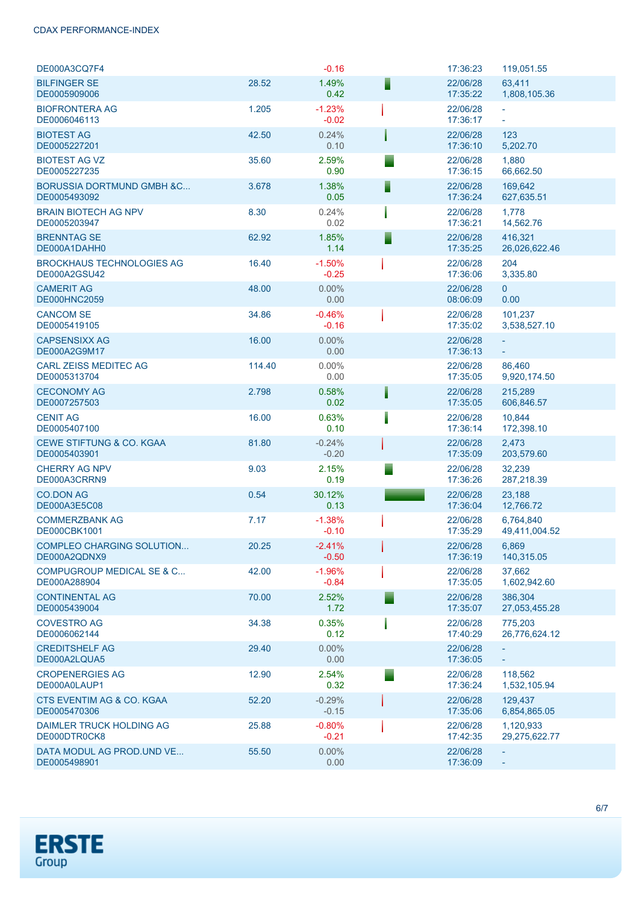| Name / ISIN | Last | Change % / Change | | Date / Time | Volume / Turnover |
|---|---|---|---|---|---|
| DE000A3CQ7F4 | | -0.16 | | 17:36:23 | 119,051.55 |
| BILFINGER SE<br>DE0005909006 | 28.52 | 1.49%<br>0.42 | | 22/06/28<br>17:35:22 | 63,411<br>1,808,105.36 |
| BIOFRONTERA AG<br>DE0006046113 | 1.205 | -1.23%<br>-0.02 | | 22/06/28<br>17:36:17 | -<br>- |
| BIOTEST AG<br>DE0005227201 | 42.50 | 0.24%<br>0.10 | | 22/06/28<br>17:36:10 | 123<br>5,202.70 |
| BIOTEST AG VZ<br>DE0005227235 | 35.60 | 2.59%<br>0.90 | | 22/06/28<br>17:36:15 | 1,880<br>66,662.50 |
| BORUSSIA DORTMUND GMBH &C...<br>DE0005493092 | 3.678 | 1.38%<br>0.05 | | 22/06/28<br>17:36:24 | 169,642<br>627,635.51 |
| BRAIN BIOTECH AG NPV<br>DE0005203947 | 8.30 | 0.24%<br>0.02 | | 22/06/28<br>17:36:21 | 1,778<br>14,562.76 |
| BRENNTAG SE<br>DE000A1DAHH0 | 62.92 | 1.85%<br>1.14 | | 22/06/28<br>17:35:25 | 416,321<br>26,026,622.46 |
| BROCKHAUS TECHNOLOGIES AG<br>DE000A2GSU42 | 16.40 | -1.50%<br>-0.25 | | 22/06/28<br>17:36:06 | 204<br>3,335.80 |
| CAMERIT AG<br>DE000HNC2059 | 48.00 | 0.00%<br>0.00 | | 22/06/28<br>08:06:09 | 0<br>0.00 |
| CANCOM SE<br>DE0005419105 | 34.86 | -0.46%<br>-0.16 | | 22/06/28<br>17:35:02 | 101,237<br>3,538,527.10 |
| CAPSENSIXX AG<br>DE000A2G9M17 | 16.00 | 0.00%<br>0.00 | | 22/06/28<br>17:36:13 | -<br>- |
| CARL ZEISS MEDITEC AG<br>DE0005313704 | 114.40 | 0.00%<br>0.00 | | 22/06/28<br>17:35:05 | 86,460<br>9,920,174.50 |
| CECONOMY AG<br>DE0007257503 | 2.798 | 0.58%<br>0.02 | | 22/06/28<br>17:35:05 | 215,289<br>606,846.57 |
| CENIT AG<br>DE0005407100 | 16.00 | 0.63%<br>0.10 | | 22/06/28<br>17:36:14 | 10,844<br>172,398.10 |
| CEWE STIFTUNG & CO. KGAA<br>DE0005403901 | 81.80 | -0.24%<br>-0.20 | | 22/06/28<br>17:35:09 | 2,473<br>203,579.60 |
| CHERRY AG NPV<br>DE000A3CRRN9 | 9.03 | 2.15%<br>0.19 | | 22/06/28<br>17:36:26 | 32,239<br>287,218.39 |
| CO.DON AG<br>DE000A3E5C08 | 0.54 | 30.12%<br>0.13 | | 22/06/28<br>17:36:04 | 23,188<br>12,766.72 |
| COMMERZBANK AG<br>DE000CBK1001 | 7.17 | -1.38%<br>-0.10 | | 22/06/28<br>17:35:29 | 6,764,840<br>49,411,004.52 |
| COMPLEO CHARGING SOLUTION...<br>DE000A2QDNX9 | 20.25 | -2.41%<br>-0.50 | | 22/06/28<br>17:36:19 | 6,869<br>140,315.05 |
| COMPUGROUP MEDICAL SE & C...<br>DE000A288904 | 42.00 | -1.96%<br>-0.84 | | 22/06/28<br>17:35:05 | 37,662<br>1,602,942.60 |
| CONTINENTAL AG<br>DE0005439004 | 70.00 | 2.52%<br>1.72 | | 22/06/28<br>17:35:07 | 386,304<br>27,053,455.28 |
| COVESTRO AG<br>DE0006062144 | 34.38 | 0.35%<br>0.12 | | 22/06/28<br>17:40:29 | 775,203<br>26,776,624.12 |
| CREDITSHELF AG<br>DE000A2LQUA5 | 29.40 | 0.00%<br>0.00 | | 22/06/28<br>17:36:05 | -<br>- |
| CROPENERGIES AG<br>DE000A0LAUP1 | 12.90 | 2.54%<br>0.32 | | 22/06/28<br>17:36:24 | 118,562<br>1,532,105.94 |
| CTS EVENTIM AG & CO. KGAA<br>DE0005470306 | 52.20 | -0.29%<br>-0.15 | | 22/06/28<br>17:35:06 | 129,437<br>6,854,865.05 |
| DAIMLER TRUCK HOLDING AG<br>DE000DTR0CK8 | 25.88 | -0.80%<br>-0.21 | | 22/06/28<br>17:42:35 | 1,120,933<br>29,275,622.77 |
| DATA MODUL AG PROD.UND VE...<br>DE0005498901 | 55.50 | 0.00%<br>0.00 | | 22/06/28<br>17:36:09 | -<br>- |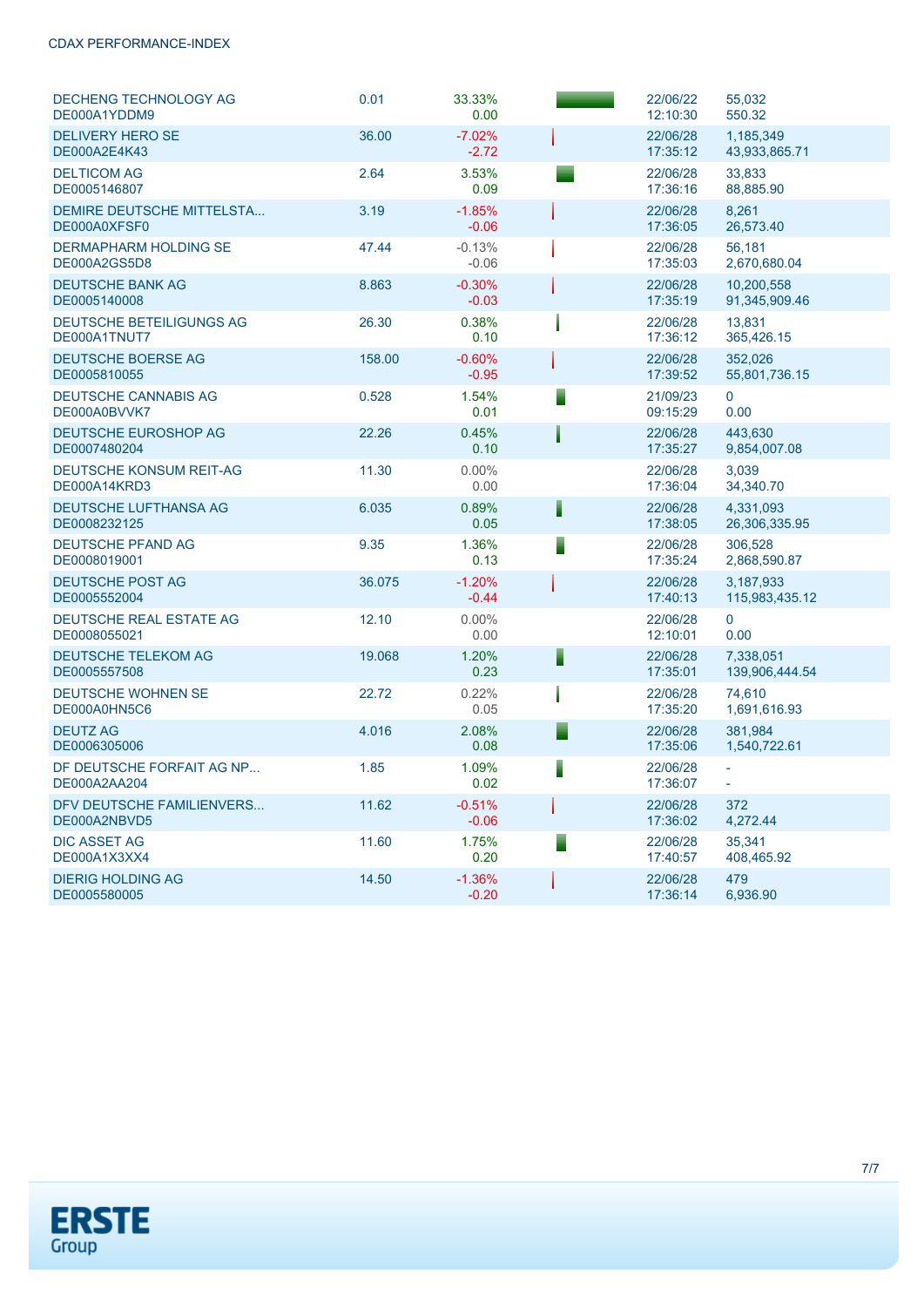| | | | | | |
|---|---|---|---|---|---|
| DECHENG TECHNOLOGY AG<br>DE000A1YDDM9 | 0.01 | 33.33%<br>0.00 | | 22/06/22<br>12:10:30 | 55,032<br>550.32 |
| DELIVERY HERO SE<br>DE000A2E4K43 | 36.00 | -7.02%<br>-2.72 | | 22/06/28<br>17:35:12 | 1,185,349<br>43,933,865.71 |
| DELTICOM AG<br>DE0005146807 | 2.64 | 3.53%<br>0.09 | | 22/06/28<br>17:36:16 | 33,833<br>88,885.90 |
| DEMIRE DEUTSCHE MITTELSTA...<br>DE000A0XFSF0 | 3.19 | -1.85%<br>-0.06 | | 22/06/28<br>17:36:05 | 8,261<br>26,573.40 |
| DERMAPHARM HOLDING SE<br>DE000A2GS5D8 | 47.44 | -0.13%<br>-0.06 | | 22/06/28<br>17:35:03 | 56,181<br>2,670,680.04 |
| DEUTSCHE BANK AG<br>DE0005140008 | 8.863 | -0.30%<br>-0.03 | | 22/06/28<br>17:35:19 | 10,200,558<br>91,345,909.46 |
| DEUTSCHE BETEILIGUNGS AG<br>DE000A1TNUT7 | 26.30 | 0.38%<br>0.10 | | 22/06/28<br>17:36:12 | 13,831<br>365,426.15 |
| DEUTSCHE BOERSE AG<br>DE0005810055 | 158.00 | -0.60%<br>-0.95 | | 22/06/28<br>17:39:52 | 352,026<br>55,801,736.15 |
| DEUTSCHE CANNABIS AG<br>DE000A0BVVK7 | 0.528 | 1.54%<br>0.01 | | 21/09/23<br>09:15:29 | 0<br>0.00 |
| DEUTSCHE EUROSHOP AG<br>DE0007480204 | 22.26 | 0.45%<br>0.10 | | 22/06/28<br>17:35:27 | 443,630<br>9,854,007.08 |
| DEUTSCHE KONSUM REIT-AG<br>DE000A14KRD3 | 11.30 | 0.00%<br>0.00 | | 22/06/28<br>17:36:04 | 3,039<br>34,340.70 |
| DEUTSCHE LUFTHANSA AG<br>DE0008232125 | 6.035 | 0.89%<br>0.05 | | 22/06/28<br>17:38:05 | 4,331,093<br>26,306,335.95 |
| DEUTSCHE PFAND AG<br>DE0008019001 | 9.35 | 1.36%<br>0.13 | | 22/06/28<br>17:35:24 | 306,528<br>2,868,590.87 |
| DEUTSCHE POST AG<br>DE0005552004 | 36.075 | -1.20%<br>-0.44 | | 22/06/28<br>17:40:13 | 3,187,933<br>115,983,435.12 |
| DEUTSCHE REAL ESTATE AG<br>DE0008055021 | 12.10 | 0.00%<br>0.00 | | 22/06/28<br>12:10:01 | 0<br>0.00 |
| DEUTSCHE TELEKOM AG<br>DE0005557508 | 19.068 | 1.20%<br>0.23 | | 22/06/28<br>17:35:01 | 7,338,051<br>139,906,444.54 |
| DEUTSCHE WOHNEN SE<br>DE000A0HN5C6 | 22.72 | 0.22%<br>0.05 | | 22/06/28<br>17:35:20 | 74,610<br>1,691,616.93 |
| DEUTZ AG<br>DE0006305006 | 4.016 | 2.08%<br>0.08 | | 22/06/28<br>17:35:06 | 381,984<br>1,540,722.61 |
| DF DEUTSCHE FORFAIT AG NP...<br>DE000A2AA204 | 1.85 | 1.09%<br>0.02 | | 22/06/28<br>17:36:07 | -<br>- |
| DFV DEUTSCHE FAMILIENVERS...<br>DE000A2NBVD5 | 11.62 | -0.51%<br>-0.06 | | 22/06/28<br>17:36:02 | 372<br>4,272.44 |
| DIC ASSET AG<br>DE000A1X3XX4 | 11.60 | 1.75%<br>0.20 | | 22/06/28<br>17:40:57 | 35,341<br>408,465.92 |
| DIERIG HOLDING AG<br>DE0005580005 | 14.50 | -1.36%<br>-0.20 | | 22/06/28<br>17:36:14 | 479<br>6,936.90 |